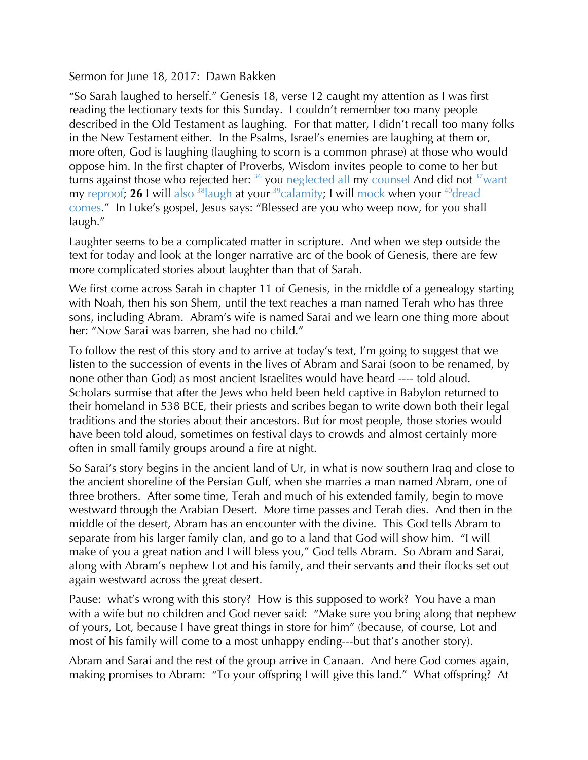Sermon for June 18, 2017: Dawn Bakken

"So Sarah laughed to herself." Genesis 18, verse 12 caught my attention as I was first reading the lectionary texts for this Sunday. I couldn't remember too many people described in the Old Testament as laughing. For that matter, I didn't recall too many folks in the New Testament either. In the Psalms, Israel's enemies are laughing at them or, more often, God is laughing (laughing to scorn is a common phrase) at those who would oppose him. In the first chapter of Proverbs, Wisdom invites people to come to her but turns against those who rejected her: [36] you neglected all my counsel And did not [37]want my reproof; **26** I will also [38]laugh at your [39]calamity; I will mock when your [40]dread comes." In Luke's gospel, Jesus says: "Blessed are you who weep now, for you shall laugh."

Laughter seems to be a complicated matter in scripture. And when we step outside the text for today and look at the longer narrative arc of the book of Genesis, there are few more complicated stories about laughter than that of Sarah.

We first come across Sarah in chapter 11 of Genesis, in the middle of a genealogy starting with Noah, then his son Shem, until the text reaches a man named Terah who has three sons, including Abram. Abram's wife is named Sarai and we learn one thing more about her: "Now Sarai was barren, she had no child."

To follow the rest of this story and to arrive at today's text, I'm going to suggest that we listen to the succession of events in the lives of Abram and Sarai (soon to be renamed, by none other than God) as most ancient Israelites would have heard ---- told aloud. Scholars surmise that after the Jews who held been held captive in Babylon returned to their homeland in 538 BCE, their priests and scribes began to write down both their legal traditions and the stories about their ancestors. But for most people, those stories would have been told aloud, sometimes on festival days to crowds and almost certainly more often in small family groups around a fire at night.

So Sarai's story begins in the ancient land of Ur, in what is now southern Iraq and close to the ancient shoreline of the Persian Gulf, when she marries a man named Abram, one of three brothers. After some time, Terah and much of his extended family, begin to move westward through the Arabian Desert. More time passes and Terah dies. And then in the middle of the desert, Abram has an encounter with the divine. This God tells Abram to separate from his larger family clan, and go to a land that God will show him. "I will make of you a great nation and I will bless you," God tells Abram. So Abram and Sarai, along with Abram's nephew Lot and his family, and their servants and their flocks set out again westward across the great desert.

Pause: what's wrong with this story? How is this supposed to work? You have a man with a wife but no children and God never said: "Make sure you bring along that nephew of yours, Lot, because I have great things in store for him" (because, of course, Lot and most of his family will come to a most unhappy ending---but that's another story).

Abram and Sarai and the rest of the group arrive in Canaan. And here God comes again, making promises to Abram: "To your offspring I will give this land." What offspring? At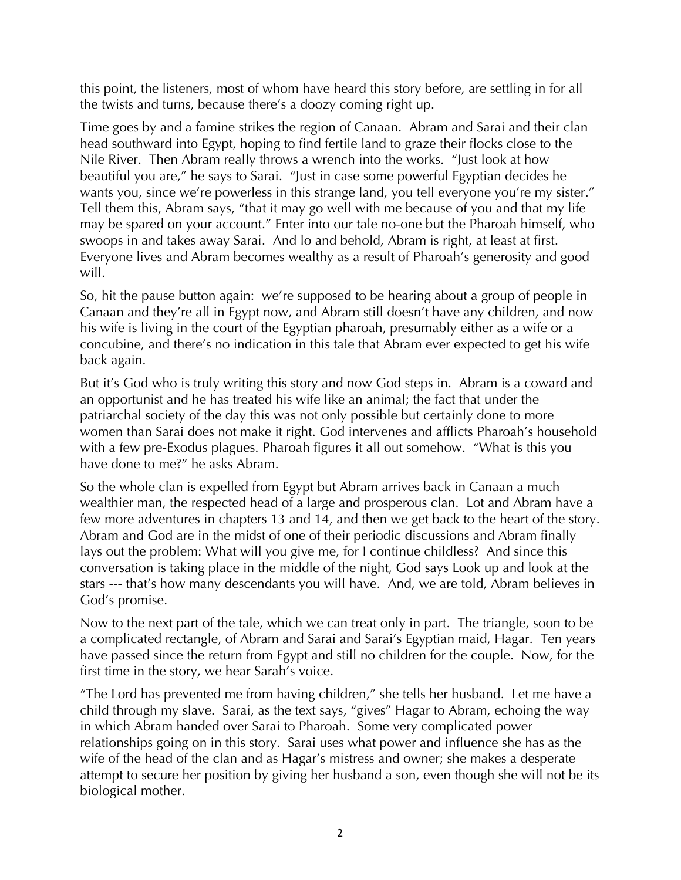this point, the listeners, most of whom have heard this story before, are settling in for all the twists and turns, because there's a doozy coming right up.

Time goes by and a famine strikes the region of Canaan. Abram and Sarai and their clan head southward into Egypt, hoping to find fertile land to graze their flocks close to the Nile River. Then Abram really throws a wrench into the works. "Just look at how beautiful you are," he says to Sarai. "Just in case some powerful Egyptian decides he wants you, since we're powerless in this strange land, you tell everyone you're my sister." Tell them this, Abram says, "that it may go well with me because of you and that my life may be spared on your account." Enter into our tale no-one but the Pharoah himself, who swoops in and takes away Sarai. And lo and behold, Abram is right, at least at first. Everyone lives and Abram becomes wealthy as a result of Pharoah's generosity and good will.

So, hit the pause button again: we're supposed to be hearing about a group of people in Canaan and they're all in Egypt now, and Abram still doesn't have any children, and now his wife is living in the court of the Egyptian pharoah, presumably either as a wife or a concubine, and there's no indication in this tale that Abram ever expected to get his wife back again.

But it's God who is truly writing this story and now God steps in. Abram is a coward and an opportunist and he has treated his wife like an animal; the fact that under the patriarchal society of the day this was not only possible but certainly done to more women than Sarai does not make it right. God intervenes and afflicts Pharoah's household with a few pre-Exodus plagues. Pharoah figures it all out somehow. "What is this you have done to me?" he asks Abram.

So the whole clan is expelled from Egypt but Abram arrives back in Canaan a much wealthier man, the respected head of a large and prosperous clan. Lot and Abram have a few more adventures in chapters 13 and 14, and then we get back to the heart of the story. Abram and God are in the midst of one of their periodic discussions and Abram finally lays out the problem: What will you give me, for I continue childless? And since this conversation is taking place in the middle of the night, God says Look up and look at the stars --- that's how many descendants you will have. And, we are told, Abram believes in God's promise.

Now to the next part of the tale, which we can treat only in part. The triangle, soon to be a complicated rectangle, of Abram and Sarai and Sarai's Egyptian maid, Hagar. Ten years have passed since the return from Egypt and still no children for the couple. Now, for the first time in the story, we hear Sarah's voice.

"The Lord has prevented me from having children," she tells her husband. Let me have a child through my slave. Sarai, as the text says, "gives" Hagar to Abram, echoing the way in which Abram handed over Sarai to Pharoah. Some very complicated power relationships going on in this story. Sarai uses what power and influence she has as the wife of the head of the clan and as Hagar's mistress and owner; she makes a desperate attempt to secure her position by giving her husband a son, even though she will not be its biological mother.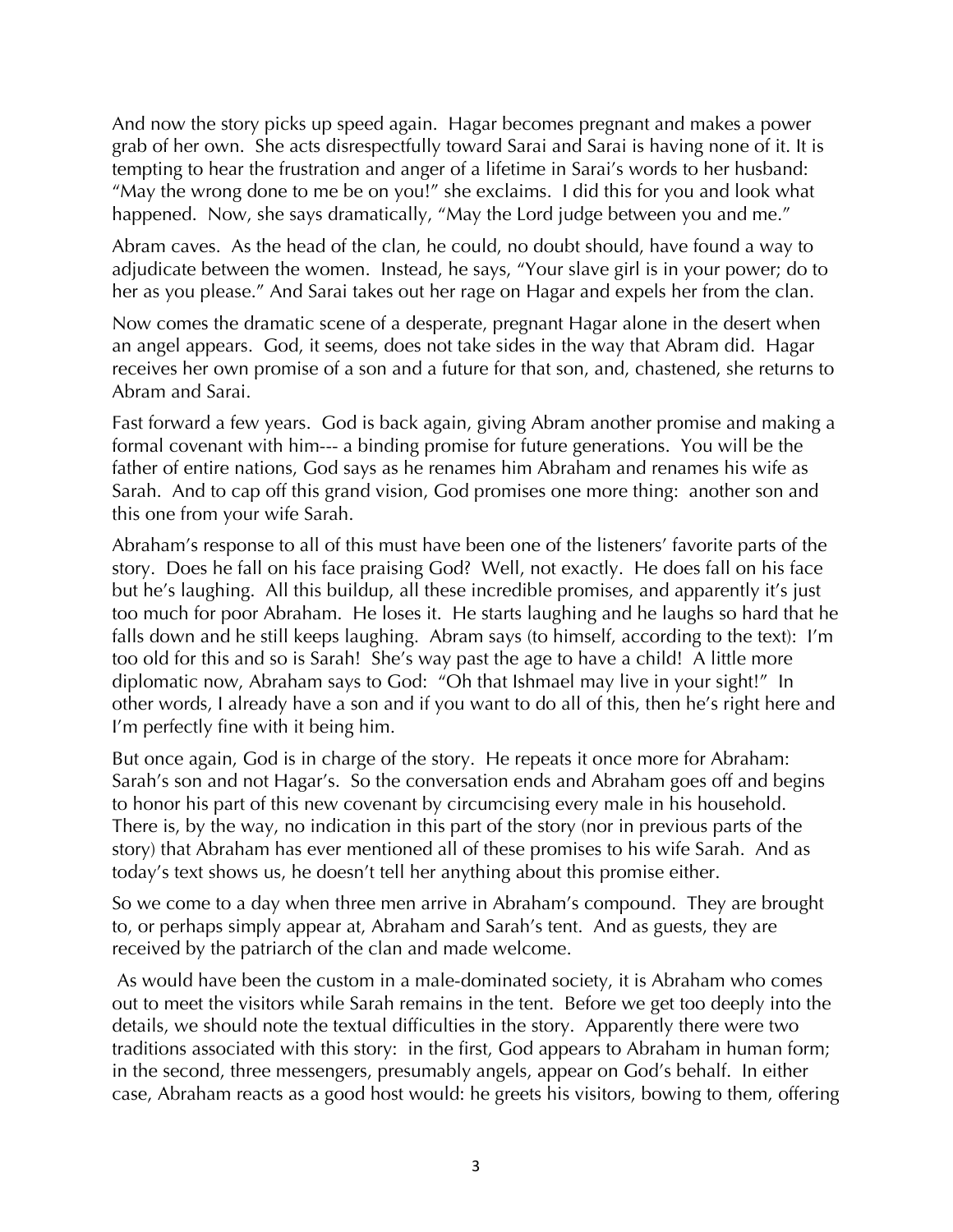And now the story picks up speed again. Hagar becomes pregnant and makes a power grab of her own. She acts disrespectfully toward Sarai and Sarai is having none of it. It is tempting to hear the frustration and anger of a lifetime in Sarai's words to her husband: "May the wrong done to me be on you!" she exclaims. I did this for you and look what happened. Now, she says dramatically, "May the Lord judge between you and me."

Abram caves. As the head of the clan, he could, no doubt should, have found a way to adjudicate between the women. Instead, he says, "Your slave girl is in your power; do to her as you please." And Sarai takes out her rage on Hagar and expels her from the clan.

Now comes the dramatic scene of a desperate, pregnant Hagar alone in the desert when an angel appears. God, it seems, does not take sides in the way that Abram did. Hagar receives her own promise of a son and a future for that son, and, chastened, she returns to Abram and Sarai.

Fast forward a few years. God is back again, giving Abram another promise and making a formal covenant with him--- a binding promise for future generations. You will be the father of entire nations, God says as he renames him Abraham and renames his wife as Sarah. And to cap off this grand vision, God promises one more thing: another son and this one from your wife Sarah.

Abraham's response to all of this must have been one of the listeners' favorite parts of the story. Does he fall on his face praising God? Well, not exactly. He does fall on his face but he's laughing. All this buildup, all these incredible promises, and apparently it's just too much for poor Abraham. He loses it. He starts laughing and he laughs so hard that he falls down and he still keeps laughing. Abram says (to himself, according to the text): I'm too old for this and so is Sarah! She's way past the age to have a child! A little more diplomatic now, Abraham says to God: "Oh that Ishmael may live in your sight!" In other words, I already have a son and if you want to do all of this, then he's right here and I'm perfectly fine with it being him.

But once again, God is in charge of the story. He repeats it once more for Abraham: Sarah's son and not Hagar's. So the conversation ends and Abraham goes off and begins to honor his part of this new covenant by circumcising every male in his household. There is, by the way, no indication in this part of the story (nor in previous parts of the story) that Abraham has ever mentioned all of these promises to his wife Sarah. And as today's text shows us, he doesn't tell her anything about this promise either.

So we come to a day when three men arrive in Abraham's compound. They are brought to, or perhaps simply appear at, Abraham and Sarah's tent. And as guests, they are received by the patriarch of the clan and made welcome.

As would have been the custom in a male-dominated society, it is Abraham who comes out to meet the visitors while Sarah remains in the tent. Before we get too deeply into the details, we should note the textual difficulties in the story. Apparently there were two traditions associated with this story: in the first, God appears to Abraham in human form; in the second, three messengers, presumably angels, appear on God's behalf. In either case, Abraham reacts as a good host would: he greets his visitors, bowing to them, offering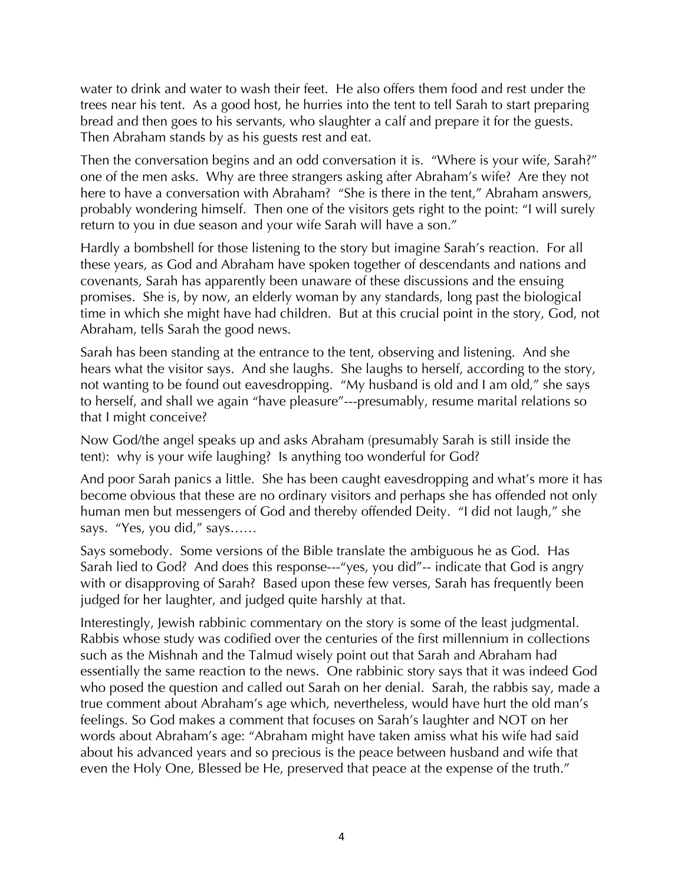water to drink and water to wash their feet. He also offers them food and rest under the trees near his tent. As a good host, he hurries into the tent to tell Sarah to start preparing bread and then goes to his servants, who slaughter a calf and prepare it for the guests. Then Abraham stands by as his guests rest and eat.

Then the conversation begins and an odd conversation it is. "Where is your wife, Sarah?" one of the men asks. Why are three strangers asking after Abraham's wife? Are they not here to have a conversation with Abraham? "She is there in the tent," Abraham answers, probably wondering himself. Then one of the visitors gets right to the point: "I will surely return to you in due season and your wife Sarah will have a son."

Hardly a bombshell for those listening to the story but imagine Sarah's reaction. For all these years, as God and Abraham have spoken together of descendants and nations and covenants, Sarah has apparently been unaware of these discussions and the ensuing promises. She is, by now, an elderly woman by any standards, long past the biological time in which she might have had children. But at this crucial point in the story, God, not Abraham, tells Sarah the good news.

Sarah has been standing at the entrance to the tent, observing and listening. And she hears what the visitor says. And she laughs. She laughs to herself, according to the story, not wanting to be found out eavesdropping. "My husband is old and I am old," she says to herself, and shall we again "have pleasure"---presumably, resume marital relations so that I might conceive?

Now God/the angel speaks up and asks Abraham (presumably Sarah is still inside the tent): why is your wife laughing? Is anything too wonderful for God?

And poor Sarah panics a little. She has been caught eavesdropping and what's more it has become obvious that these are no ordinary visitors and perhaps she has offended not only human men but messengers of God and thereby offended Deity. "I did not laugh," she says. "Yes, you did," says……

Says somebody. Some versions of the Bible translate the ambiguous he as God. Has Sarah lied to God? And does this response---"yes, you did"-- indicate that God is angry with or disapproving of Sarah? Based upon these few verses, Sarah has frequently been judged for her laughter, and judged quite harshly at that.

Interestingly, Jewish rabbinic commentary on the story is some of the least judgmental. Rabbis whose study was codified over the centuries of the first millennium in collections such as the Mishnah and the Talmud wisely point out that Sarah and Abraham had essentially the same reaction to the news. One rabbinic story says that it was indeed God who posed the question and called out Sarah on her denial. Sarah, the rabbis say, made a true comment about Abraham's age which, nevertheless, would have hurt the old man's feelings. So God makes a comment that focuses on Sarah's laughter and NOT on her words about Abraham's age: "Abraham might have taken amiss what his wife had said about his advanced years and so precious is the peace between husband and wife that even the Holy One, Blessed be He, preserved that peace at the expense of the truth."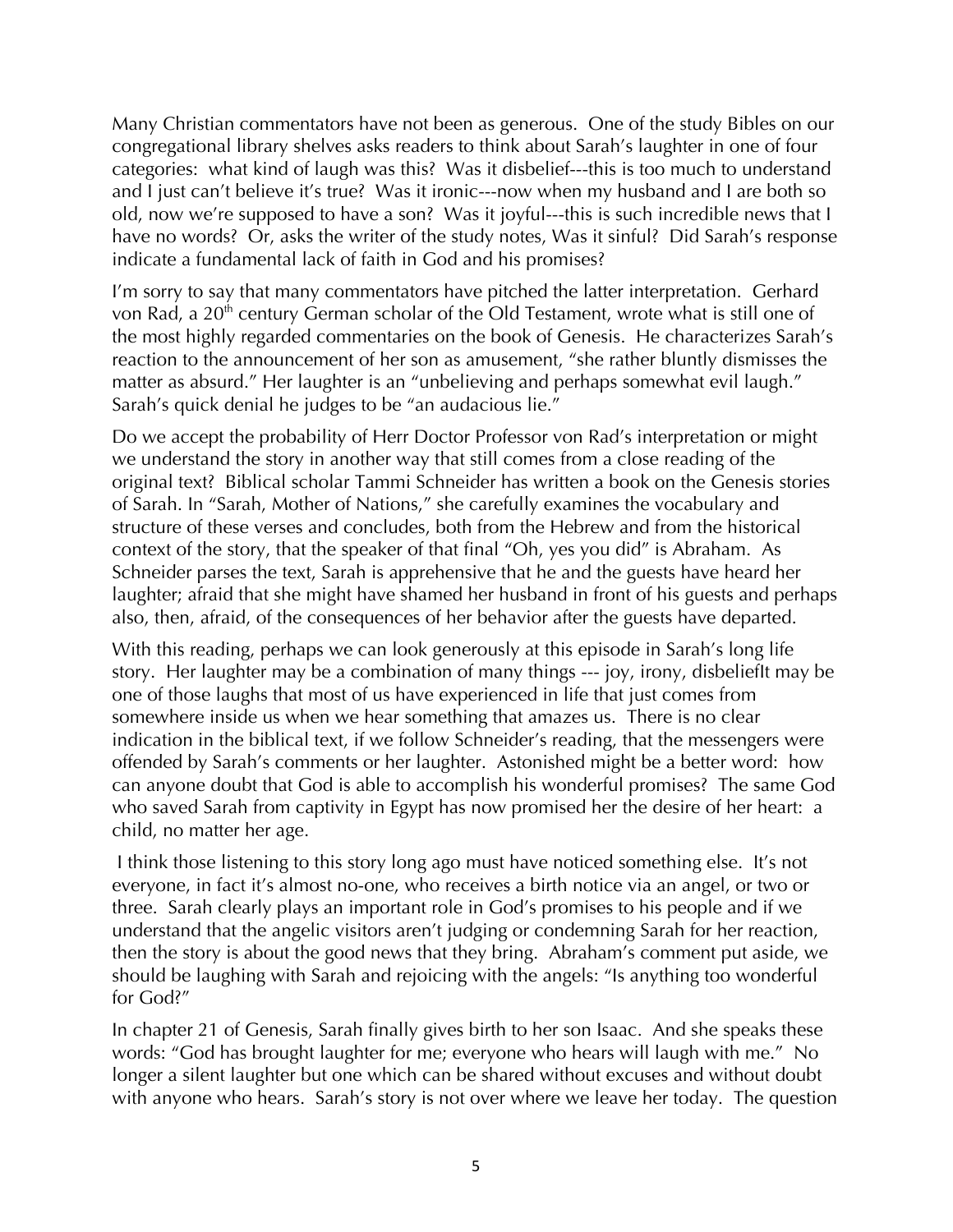Many Christian commentators have not been as generous. One of the study Bibles on our congregational library shelves asks readers to think about Sarah's laughter in one of four categories: what kind of laugh was this? Was it disbelief---this is too much to understand and I just can't believe it's true? Was it ironic---now when my husband and I are both so old, now we're supposed to have a son? Was it joyful---this is such incredible news that I have no words? Or, asks the writer of the study notes, Was it sinful? Did Sarah's response indicate a fundamental lack of faith in God and his promises?

I'm sorry to say that many commentators have pitched the latter interpretation. Gerhard von Rad, a 20th century German scholar of the Old Testament, wrote what is still one of the most highly regarded commentaries on the book of Genesis. He characterizes Sarah's reaction to the announcement of her son as amusement, "she rather bluntly dismisses the matter as absurd." Her laughter is an "unbelieving and perhaps somewhat evil laugh." Sarah's quick denial he judges to be "an audacious lie."

Do we accept the probability of Herr Doctor Professor von Rad's interpretation or might we understand the story in another way that still comes from a close reading of the original text? Biblical scholar Tammi Schneider has written a book on the Genesis stories of Sarah. In "Sarah, Mother of Nations," she carefully examines the vocabulary and structure of these verses and concludes, both from the Hebrew and from the historical context of the story, that the speaker of that final "Oh, yes you did" is Abraham. As Schneider parses the text, Sarah is apprehensive that he and the guests have heard her laughter; afraid that she might have shamed her husband in front of his guests and perhaps also, then, afraid, of the consequences of her behavior after the guests have departed.

With this reading, perhaps we can look generously at this episode in Sarah's long life story. Her laughter may be a combination of many things --- joy, irony, disbeliefIt may be one of those laughs that most of us have experienced in life that just comes from somewhere inside us when we hear something that amazes us. There is no clear indication in the biblical text, if we follow Schneider's reading, that the messengers were offended by Sarah's comments or her laughter. Astonished might be a better word: how can anyone doubt that God is able to accomplish his wonderful promises? The same God who saved Sarah from captivity in Egypt has now promised her the desire of her heart: a child, no matter her age.

I think those listening to this story long ago must have noticed something else. It's not everyone, in fact it's almost no-one, who receives a birth notice via an angel, or two or three. Sarah clearly plays an important role in God's promises to his people and if we understand that the angelic visitors aren't judging or condemning Sarah for her reaction, then the story is about the good news that they bring. Abraham's comment put aside, we should be laughing with Sarah and rejoicing with the angels: "Is anything too wonderful for God?"

In chapter 21 of Genesis, Sarah finally gives birth to her son Isaac. And she speaks these words: "God has brought laughter for me; everyone who hears will laugh with me." No longer a silent laughter but one which can be shared without excuses and without doubt with anyone who hears. Sarah's story is not over where we leave her today. The question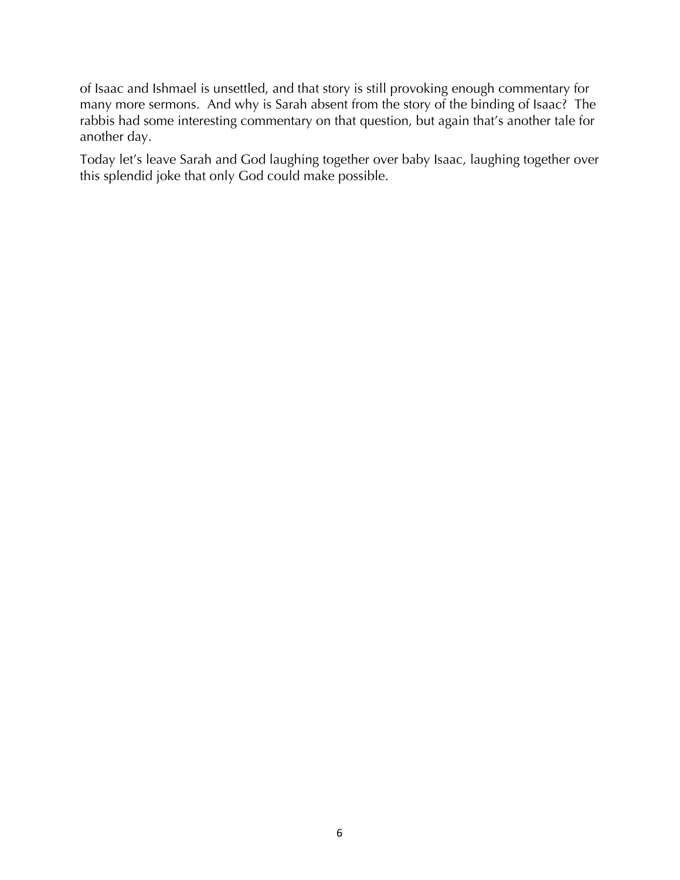of Isaac and Ishmael is unsettled, and that story is still provoking enough commentary for many more sermons. And why is Sarah absent from the story of the binding of Isaac? The rabbis had some interesting commentary on that question, but again that's another tale for another day.

Today let's leave Sarah and God laughing together over baby Isaac, laughing together over this splendid joke that only God could make possible.